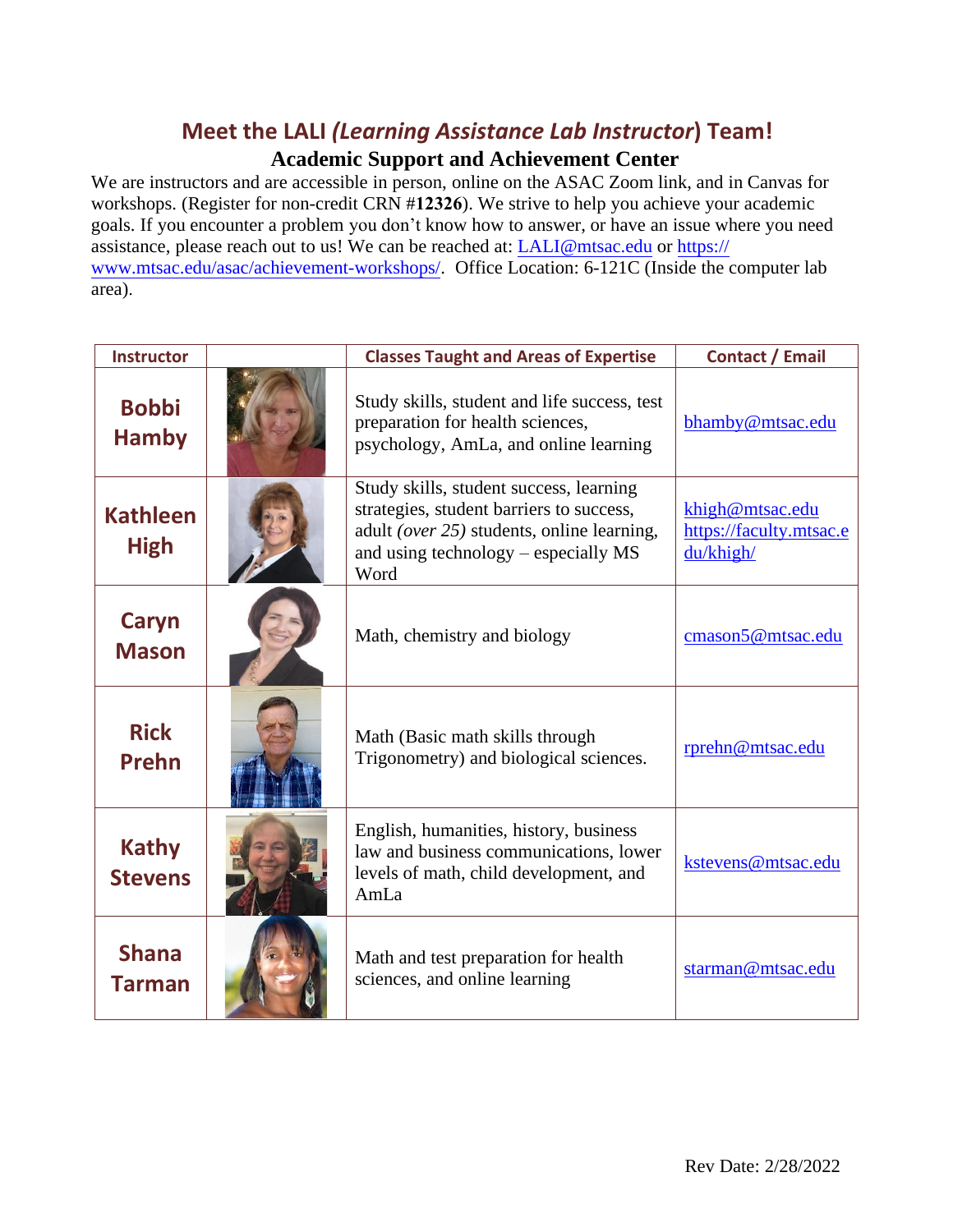# Meet the LALI *(Learning Assistance Lab Instructor)* Team!

## Academic Support and Achievement Center

We are instructors and are accessible in person, online on the ASAC Zoom link, and in Canvas for workshops. (Register for non-credit CRN #**12326**). We strive to help you achieve your academic goals. If you encounter a problem you don't know how to answer, or have an issue where you need assistance, please reach out to us! We can be reached at: LALI@mtsac.edu or https://www.mtsac.edu/asac/achievement-workshops/. Office Location: 6-121C (Inside the computer lab area).

| Instructor | | Classes Taught and Areas of Expertise | Contact / Email |
|---|---|---|---|
| **Bobbi Hamby** | | Study skills, student and life success, test preparation for health sciences, psychology, AmLa, and online learning | bhamby@mtsac.edu |
| **Kathleen High** | | Study skills, student success, learning strategies, student barriers to success, adult *(over 25)* students, online learning, and using technology – especially MS Word | khigh@mtsac.edu https://faculty.mtsac.edu/khigh/ |
| **Caryn Mason** | | Math, chemistry and biology | cmason5@mtsac.edu |
| **Rick Prehn** | | Math (Basic math skills through Trigonometry) and biological sciences. | rprehn@mtsac.edu |
| **Kathy Stevens** | | English, humanities, history, business law and business communications, lower levels of math, child development, and AmLa | kstevens@mtsac.edu |
| **Shana Tarman** | | Math and test preparation for health sciences, and online learning | starman@mtsac.edu |

Rev Date: 2/28/2022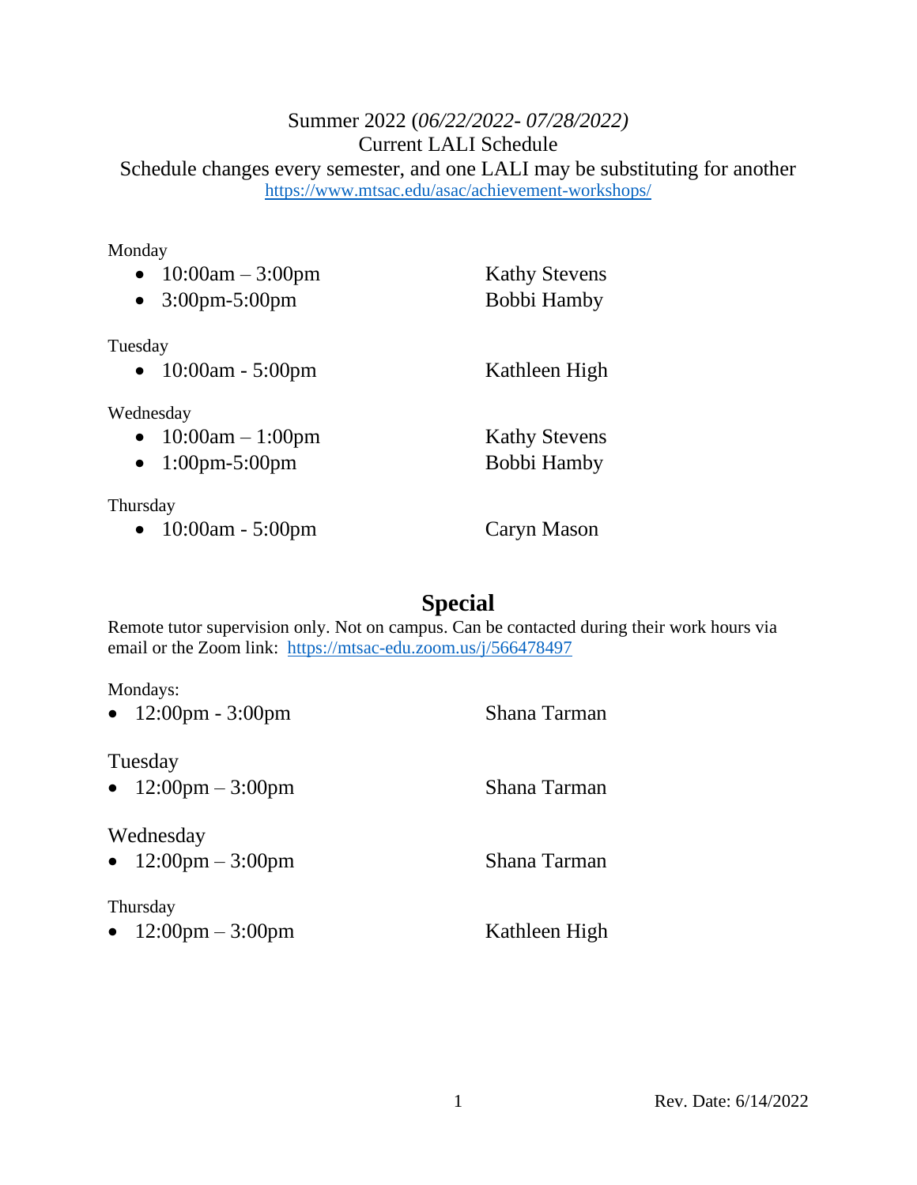Summer 2022 (*06/22/2022- 07/28/2022)*
Current LALI Schedule
Schedule changes every semester, and one LALI may be substituting for another
https://www.mtsac.edu/asac/achievement-workshops/

Monday

- 10:00am – 3:00pm Kathy Stevens
- 3:00pm-5:00pm Bobbi Hamby

Tuesday

- 10:00am - 5:00pm Kathleen High

Wednesday

- 10:00am – 1:00pm Kathy Stevens
- 1:00pm-5:00pm Bobbi Hamby

Thursday

- 10:00am - 5:00pm Caryn Mason

## Special

Remote tutor supervision only. Not on campus. Can be contacted during their work hours via email or the Zoom link: https://mtsac-edu.zoom.us/j/566478497

Mondays:

- 12:00pm - 3:00pm Shana Tarman

Tuesday

- 12:00pm – 3:00pm Shana Tarman

Wednesday

- 12:00pm – 3:00pm Shana Tarman

Thursday

- 12:00pm – 3:00pm Kathleen High

Rev. Date: 6/14/2022